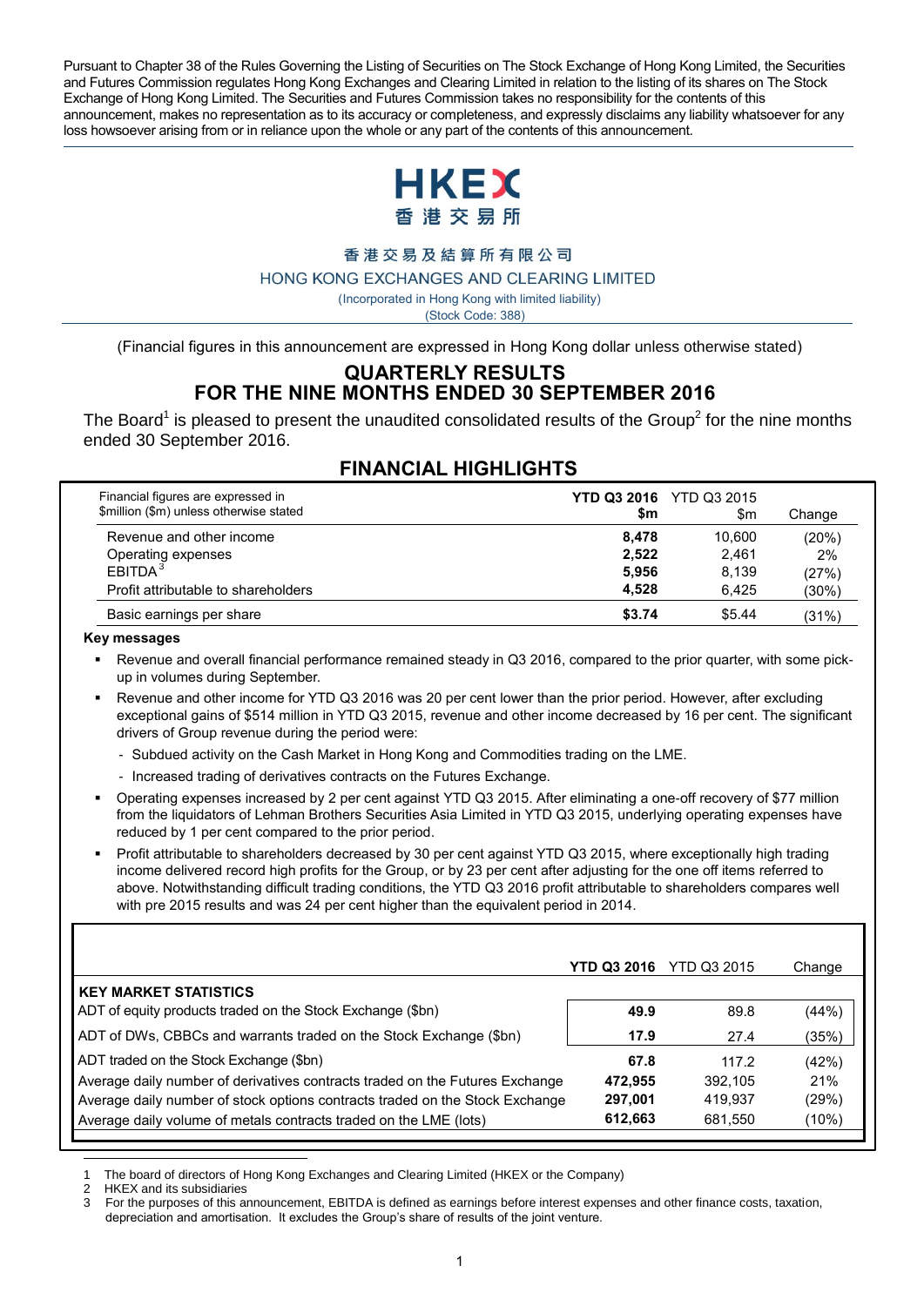Pursuant to Chapter 38 of the Rules Governing the Listing of Securities on The Stock Exchange of Hong Kong Limited, the Securities and Futures Commission regulates Hong Kong Exchanges and Clearing Limited in relation to the listing of its shares on The Stock Exchange of Hong Kong Limited. The Securities and Futures Commission takes no responsibility for the contents of this announcement, makes no representation as to its accuracy or completeness, and expressly disclaims any liability whatsoever for any loss howsoever arising from or in reliance upon the whole or any part of the contents of this announcement.

HKEX
香港交易所

香港交易及結算所有限公司
HONG KONG EXCHANGES AND CLEARING LIMITED
(Incorporated in Hong Kong with limited liability)
(Stock Code: 388)

(Financial figures in this announcement are expressed in Hong Kong dollar unless otherwise stated)

# QUARTERLY RESULTS FOR THE NINE MONTHS ENDED 30 SEPTEMBER 2016

The Board[1] is pleased to present the unaudited consolidated results of the Group[2] for the nine months ended 30 September 2016.

## FINANCIAL HIGHLIGHTS

| Financial figures are expressed in $million ($m) unless otherwise stated | YTD Q3 2016 $m | YTD Q3 2015 $m | Change |
|---|---|---|---|
| Revenue and other income | **8,478** | 10,600 | (20%) |
| Operating expenses | **2,522** | 2,461 | 2% |
| EBITDA[3] | **5,956** | 8,139 | (27%) |
| Profit attributable to shareholders | **4,528** | 6,425 | (30%) |
| Basic earnings per share | **$3.74** | $5.44 | (31%) |

**Key messages**

- Revenue and overall financial performance remained steady in Q3 2016, compared to the prior quarter, with some pick-up in volumes during September.
- Revenue and other income for YTD Q3 2016 was 20 per cent lower than the prior period. However, after excluding exceptional gains of $514 million in YTD Q3 2015, revenue and other income decreased by 16 per cent. The significant drivers of Group revenue during the period were:
  - Subdued activity on the Cash Market in Hong Kong and Commodities trading on the LME.
  - Increased trading of derivatives contracts on the Futures Exchange.
- Operating expenses increased by 2 per cent against YTD Q3 2015. After eliminating a one-off recovery of $77 million from the liquidators of Lehman Brothers Securities Asia Limited in YTD Q3 2015, underlying operating expenses have reduced by 1 per cent compared to the prior period.
- Profit attributable to shareholders decreased by 30 per cent against YTD Q3 2015, where exceptionally high trading income delivered record high profits for the Group, or by 23 per cent after adjusting for the one off items referred to above. Notwithstanding difficult trading conditions, the YTD Q3 2016 profit attributable to shareholders compares well with pre 2015 results and was 24 per cent higher than the equivalent period in 2014.

| | YTD Q3 2016 | YTD Q3 2015 | Change |
|---|---|---|---|
| **KEY MARKET STATISTICS** | | | |
| ADT of equity products traded on the Stock Exchange ($bn) | **49.9** | 89.8 | (44%) |
| ADT of DWs, CBBCs and warrants traded on the Stock Exchange ($bn) | **17.9** | 27.4 | (35%) |
| ADT traded on the Stock Exchange ($bn) | **67.8** | 117.2 | (42%) |
| Average daily number of derivatives contracts traded on the Futures Exchange | **472,955** | 392,105 | 21% |
| Average daily number of stock options contracts traded on the Stock Exchange | **297,001** | 419,937 | (29%) |
| Average daily volume of metals contracts traded on the LME (lots) | **612,663** | 681,550 | (10%) |

1 The board of directors of Hong Kong Exchanges and Clearing Limited (HKEX or the Company)
2 HKEX and its subsidiaries
3 For the purposes of this announcement, EBITDA is defined as earnings before interest expenses and other finance costs, taxation, depreciation and amortisation. It excludes the Group's share of results of the joint venture.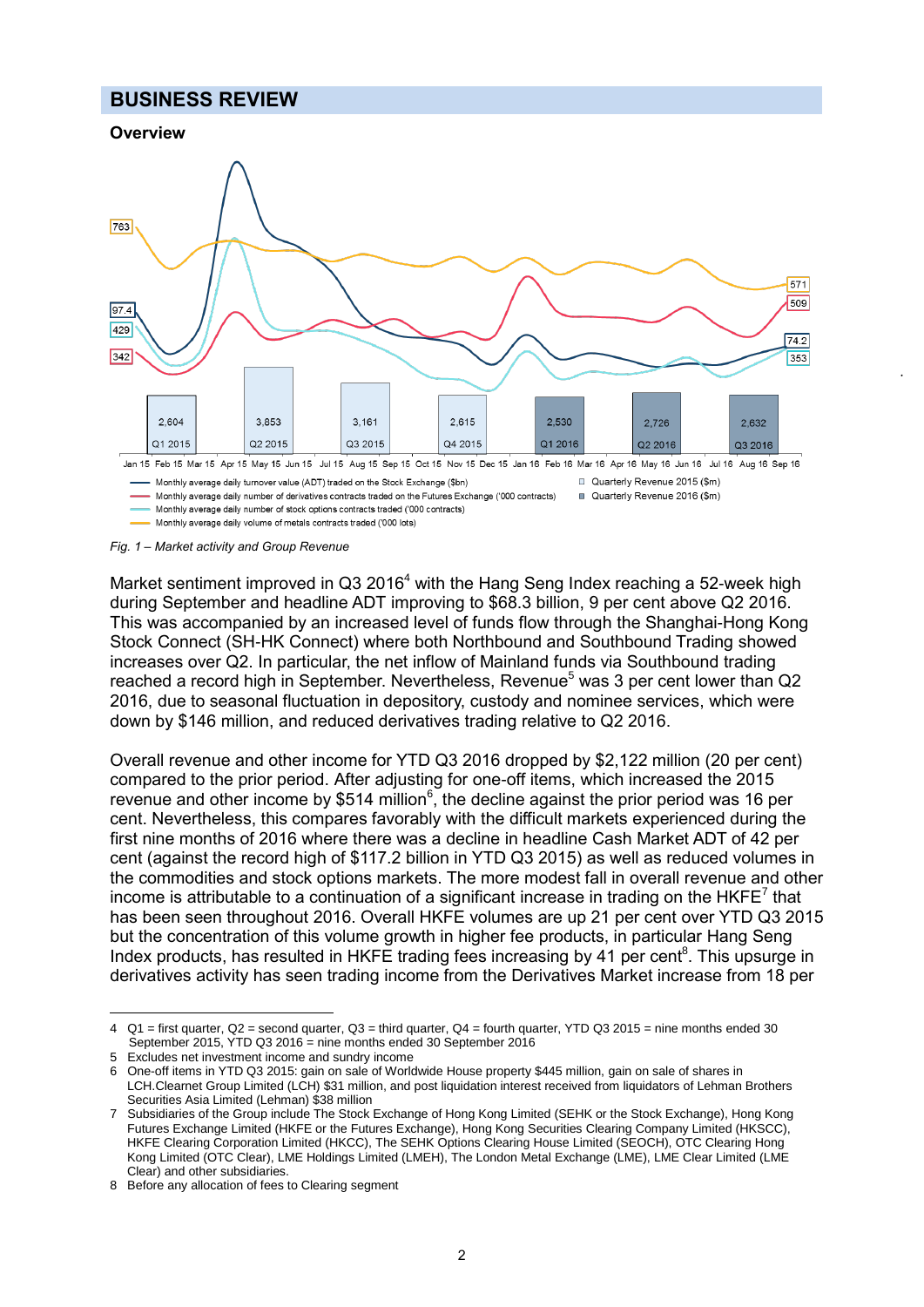# BUSINESS REVIEW

## Overview

Fig. 1 – Market activity and Group Revenue

Market sentiment improved in Q3 2016[4] with the Hang Seng Index reaching a 52-week high during September and headline ADT improving to $68.3 billion, 9 per cent above Q2 2016. This was accompanied by an increased level of funds flow through the Shanghai-Hong Kong Stock Connect (SH-HK Connect) where both Northbound and Southbound Trading showed increases over Q2. In particular, the net inflow of Mainland funds via Southbound trading reached a record high in September. Nevertheless, Revenue[5] was 3 per cent lower than Q2 2016, due to seasonal fluctuation in depository, custody and nominee services, which were down by $146 million, and reduced derivatives trading relative to Q2 2016.

Overall revenue and other income for YTD Q3 2016 dropped by $2,122 million (20 per cent) compared to the prior period. After adjusting for one-off items, which increased the 2015 revenue and other income by $514 million[6], the decline against the prior period was 16 per cent. Nevertheless, this compares favorably with the difficult markets experienced during the first nine months of 2016 where there was a decline in headline Cash Market ADT of 42 per cent (against the record high of $117.2 billion in YTD Q3 2015) as well as reduced volumes in the commodities and stock options markets. The more modest fall in overall revenue and other income is attributable to a continuation of a significant increase in trading on the HKFE[7] that has been seen throughout 2016. Overall HKFE volumes are up 21 per cent over YTD Q3 2015 but the concentration of this volume growth in higher fee products, in particular Hang Seng Index products, has resulted in HKFE trading fees increasing by 41 per cent[8]. This upsurge in derivatives activity has seen trading income from the Derivatives Market increase from 18 per

---

4 Q1 = first quarter, Q2 = second quarter, Q3 = third quarter, Q4 = fourth quarter, YTD Q3 2015 = nine months ended 30 September 2015, YTD Q3 2016 = nine months ended 30 September 2016

5 Excludes net investment income and sundry income

6 One-off items in YTD Q3 2015: gain on sale of Worldwide House property $445 million, gain on sale of shares in LCH.Clearnet Group Limited (LCH) $31 million, and post liquidation interest received from liquidators of Lehman Brothers Securities Asia Limited (Lehman) $38 million

7 Subsidiaries of the Group include The Stock Exchange of Hong Kong Limited (SEHK or the Stock Exchange), Hong Kong Futures Exchange Limited (HKFE or the Futures Exchange), Hong Kong Securities Clearing Company Limited (HKSCC), HKFE Clearing Corporation Limited (HKCC), The SEHK Options Clearing House Limited (SEOCH), OTC Clearing Hong Kong Limited (OTC Clear), LME Holdings Limited (LMEH), The London Metal Exchange (LME), LME Clear Limited (LME Clear) and other subsidiaries.

8 Before any allocation of fees to Clearing segment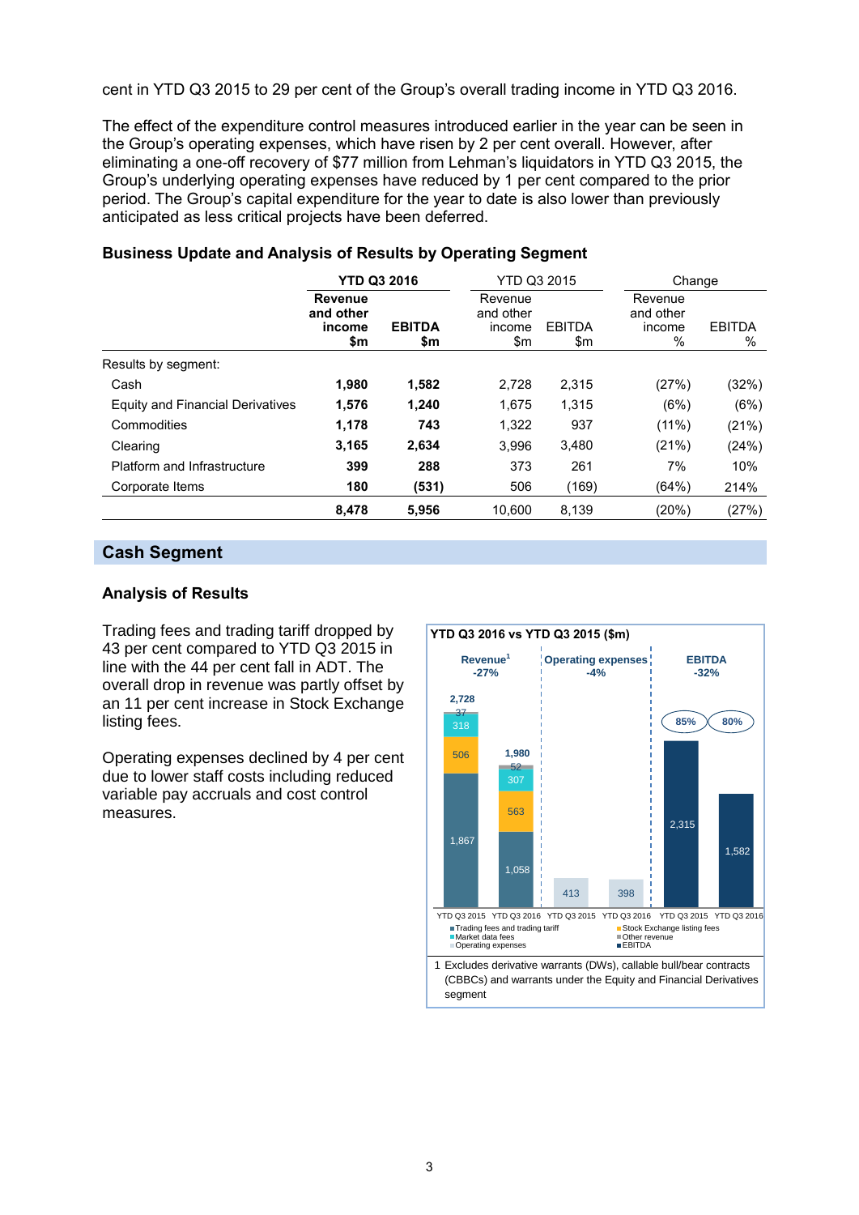cent in YTD Q3 2015 to 29 per cent of the Group's overall trading income in YTD Q3 2016.

The effect of the expenditure control measures introduced earlier in the year can be seen in the Group's operating expenses, which have risen by 2 per cent overall. However, after eliminating a one-off recovery of $77 million from Lehman's liquidators in YTD Q3 2015, the Group's underlying operating expenses have reduced by 1 per cent compared to the prior period. The Group's capital expenditure for the year to date is also lower than previously anticipated as less critical projects have been deferred.

### Business Update and Analysis of Results by Operating Segment

| | **YTD Q3 2016** | | YTD Q3 2015 | | Change | |
|---|---|---|---|---|---|---|
| | **Revenue and other income $m** | **EBITDA $m** | Revenue and other income $m | EBITDA $m | Revenue and other income % | EBITDA % |
| Results by segment: | | | | | | |
| Cash | **1,980** | **1,582** | 2,728 | 2,315 | (27%) | (32%) |
| Equity and Financial Derivatives | **1,576** | **1,240** | 1,675 | 1,315 | (6%) | (6%) |
| Commodities | **1,178** | **743** | 1,322 | 937 | (11%) | (21%) |
| Clearing | **3,165** | **2,634** | 3,996 | 3,480 | (21%) | (24%) |
| Platform and Infrastructure | **399** | **288** | 373 | 261 | 7% | 10% |
| Corporate Items | **180** | **(531)** | 506 | (169) | (64%) | 214% |
| | **8,478** | **5,956** | 10,600 | 8,139 | (20%) | (27%) |

## Cash Segment

### Analysis of Results

Trading fees and trading tariff dropped by 43 per cent compared to YTD Q3 2015 in line with the 44 per cent fall in ADT. The overall drop in revenue was partly offset by an 11 per cent increase in Stock Exchange listing fees.

Operating expenses declined by 4 per cent due to lower staff costs including reduced variable pay accruals and cost control measures.

**YTD Q3 2016 vs YTD Q3 2015 ($m)**

| | YTD Q3 2015 | YTD Q3 2016 |
|---|---|---|
| **Revenue[1] (-27%)** | 2,728 | 1,980 |
| Trading fees and trading tariff | 1,867 | 1,058 |
| Stock Exchange listing fees | 506 | 563 |
| Market data fees | 318 | 307 |
| Other revenue | 37 | 52 |
| **Operating expenses (-4%)** | 413 | 398 |
| **EBITDA (-32%)** | 2,315 | 1,582 |
| EBITDA margin | 85% | 80% |

1 Excludes derivative warrants (DWs), callable bull/bear contracts (CBBCs) and warrants under the Equity and Financial Derivatives segment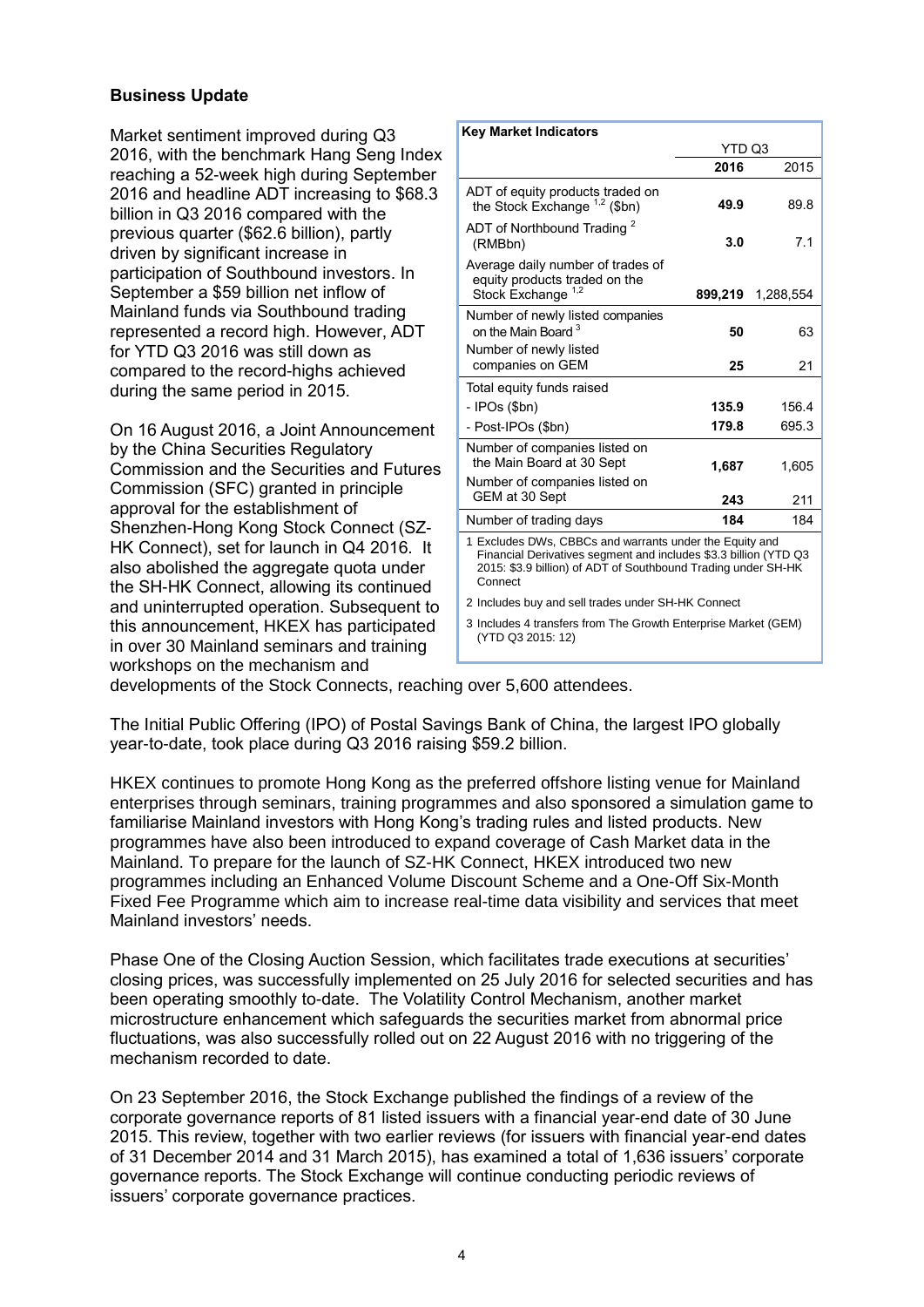## Business Update

Market sentiment improved during Q3 2016, with the benchmark Hang Seng Index reaching a 52-week high during September 2016 and headline ADT increasing to $68.3 billion in Q3 2016 compared with the previous quarter ($62.6 billion), partly driven by significant increase in participation of Southbound investors. In September a $59 billion net inflow of Mainland funds via Southbound trading represented a record high. However, ADT for YTD Q3 2016 was still down as compared to the record-highs achieved during the same period in 2015.

| Key Market Indicators | YTD Q3 | |
|---|---|---|
| | **2016** | 2015 |
| ADT of equity products traded on the Stock Exchange [1,2] ($bn) | **49.9** | 89.8 |
| ADT of Northbound Trading [2] (RMBbn) | **3.0** | 7.1 |
| Average daily number of trades of equity products traded on the Stock Exchange [1,2] | **899,219** | 1,288,554 |
| Number of newly listed companies on the Main Board [3] | **50** | 63 |
| Number of newly listed companies on GEM | **25** | 21 |
| Total equity funds raised | | |
| - IPOs ($bn) | **135.9** | 156.4 |
| - Post-IPOs ($bn) | **179.8** | 695.3 |
| Number of companies listed on the Main Board at 30 Sept | **1,687** | 1,605 |
| Number of companies listed on GEM at 30 Sept | **243** | 211 |
| Number of trading days | **184** | 184 |

1 Excludes DWs, CBBCs and warrants under the Equity and Financial Derivatives segment and includes $3.3 billion (YTD Q3 2015: $3.9 billion) of ADT of Southbound Trading under SH-HK Connect

2 Includes buy and sell trades under SH-HK Connect

3 Includes 4 transfers from The Growth Enterprise Market (GEM) (YTD Q3 2015: 12)

On 16 August 2016, a Joint Announcement by the China Securities Regulatory Commission and the Securities and Futures Commission (SFC) granted in principle approval for the establishment of Shenzhen-Hong Kong Stock Connect (SZ-HK Connect), set for launch in Q4 2016. It also abolished the aggregate quota under the SH-HK Connect, allowing its continued and uninterrupted operation. Subsequent to this announcement, HKEX has participated in over 30 Mainland seminars and training workshops on the mechanism and developments of the Stock Connects, reaching over 5,600 attendees.

The Initial Public Offering (IPO) of Postal Savings Bank of China, the largest IPO globally year-to-date, took place during Q3 2016 raising $59.2 billion.

HKEX continues to promote Hong Kong as the preferred offshore listing venue for Mainland enterprises through seminars, training programmes and also sponsored a simulation game to familiarise Mainland investors with Hong Kong's trading rules and listed products. New programmes have also been introduced to expand coverage of Cash Market data in the Mainland. To prepare for the launch of SZ-HK Connect, HKEX introduced two new programmes including an Enhanced Volume Discount Scheme and a One-Off Six-Month Fixed Fee Programme which aim to increase real-time data visibility and services that meet Mainland investors' needs.

Phase One of the Closing Auction Session, which facilitates trade executions at securities' closing prices, was successfully implemented on 25 July 2016 for selected securities and has been operating smoothly to-date. The Volatility Control Mechanism, another market microstructure enhancement which safeguards the securities market from abnormal price fluctuations, was also successfully rolled out on 22 August 2016 with no triggering of the mechanism recorded to date.

On 23 September 2016, the Stock Exchange published the findings of a review of the corporate governance reports of 81 listed issuers with a financial year-end date of 30 June 2015. This review, together with two earlier reviews (for issuers with financial year-end dates of 31 December 2014 and 31 March 2015), has examined a total of 1,636 issuers' corporate governance reports. The Stock Exchange will continue conducting periodic reviews of issuers' corporate governance practices.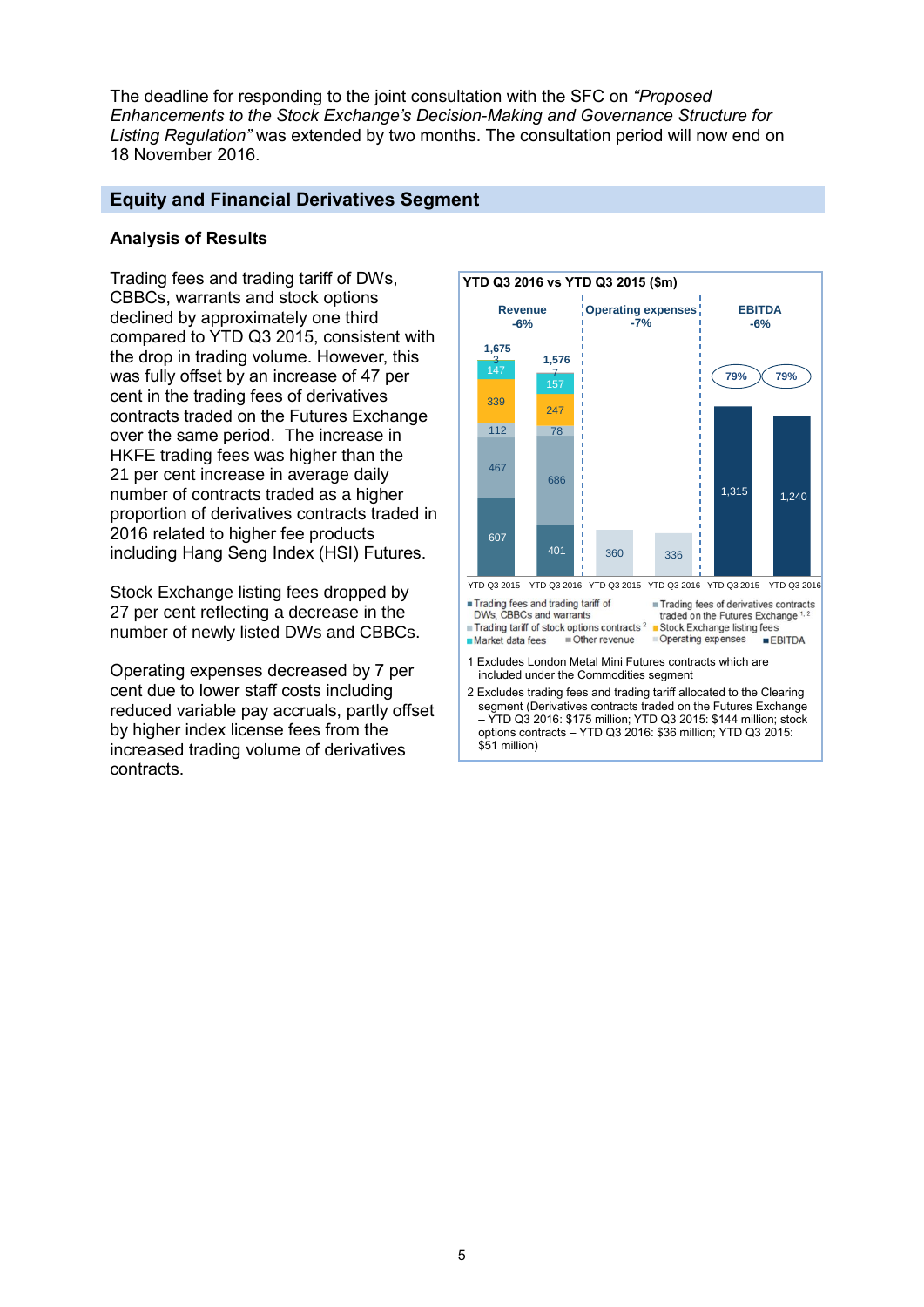The deadline for responding to the joint consultation with the SFC on *"Proposed Enhancements to the Stock Exchange's Decision-Making and Governance Structure for Listing Regulation"* was extended by two months. The consultation period will now end on 18 November 2016.

## Equity and Financial Derivatives Segment

### Analysis of Results

Trading fees and trading tariff of DWs, CBBCs, warrants and stock options declined by approximately one third compared to YTD Q3 2015, consistent with the drop in trading volume. However, this was fully offset by an increase of 47 per cent in trading fees of derivatives contracts traded on the Futures Exchange over the same period. The increase in HKFE trading fees was higher than the 21 per cent increase in average daily number of contracts traded as a higher proportion of derivatives contracts traded in 2016 related to higher fee products including Hang Seng Index (HSI) Futures.

Stock Exchange listing fees dropped by 27 per cent reflecting a decrease in the number of newly listed DWs and CBBCs.

Operating expenses decreased by 7 per cent due to lower staff costs including reduced variable pay accruals, partly offset by higher index license fees from the increased trading volume of derivatives contracts.

**YTD Q3 2016 vs YTD Q3 2015 ($m)**

| | Revenue YTD Q3 2015 | Revenue YTD Q3 2016 | Operating expenses YTD Q3 2015 | Operating expenses YTD Q3 2016 | EBITDA YTD Q3 2015 | EBITDA YTD Q3 2016 |
|---|---|---|---|---|---|---|
| Trading fees and trading tariff of DWs, CBBCs and warrants | 607 | 401 | | | | |
| Trading fees of derivatives contracts traded on the Futures Exchange [1, 2] | 467 | 686 | | | | |
| Trading tariff of stock options contracts [2] | 112 | 78 | | | | |
| Stock Exchange listing fees | 339 | 247 | | | | |
| Market data fees | 147 | 157 | | | | |
| Other revenue | 3 | 7 | | | | |
| Total | 1,675 | 1,576 | 360 | 336 | 1,315 | 1,240 |
| Change | -6% | | -7% | | -6% | |
| EBITDA margin | | | | | 79% | 79% |

1 Excludes London Metal Mini Futures contracts which are included under the Commodities segment

2 Excludes trading fees and trading tariff allocated to the Clearing segment (Derivatives contracts traded on the Futures Exchange – YTD Q3 2016: $175 million; YTD Q3 2015: $144 million; stock options contracts – YTD Q3 2016: $36 million; YTD Q3 2015: $51 million)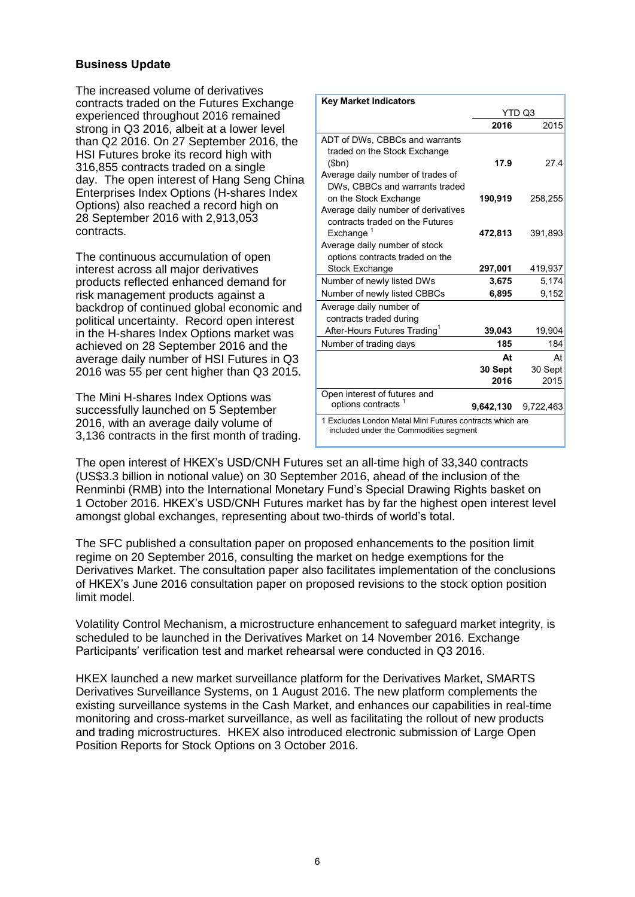## Business Update

The increased volume of derivatives contracts traded on the Futures Exchange experienced throughout 2016 remained strong in Q3 2016, albeit at a lower level than Q2 2016. On 27 September 2016, the HSI Futures broke its record high with 316,855 contracts traded on a single day. The open interest of Hang Seng China Enterprises Index Options (H-shares Index Options) also reached a record high on 28 September 2016 with 2,913,053 contracts.

The continuous accumulation of open interest across all major derivatives products reflected enhanced demand for risk management products against a backdrop of continued global economic and political uncertainty. Record open interest in the H-shares Index Options market was achieved on 28 September 2016 and the average daily number of HSI Futures in Q3 2016 was 55 per cent higher than Q3 2015.

The Mini H-shares Index Options was successfully launched on 5 September 2016, with an average daily volume of 3,136 contracts in the first month of trading.

| Key Market Indicators | YTD Q3 | |
|---|---|---|
| | **2016** | 2015 |
| ADT of DWs, CBBCs and warrants traded on the Stock Exchange ($bn) | **17.9** | 27.4 |
| Average daily number of trades of DWs, CBBCs and warrants traded on the Stock Exchange | **190,919** | 258,255 |
| Average daily number of derivatives contracts traded on the Futures Exchange [1] | **472,813** | 391,893 |
| Average daily number of stock options contracts traded on the Stock Exchange | **297,001** | 419,937 |
| Number of newly listed DWs | **3,675** | 5,174 |
| Number of newly listed CBBCs | **6,895** | 9,152 |
| Average daily number of contracts traded during After-Hours Futures Trading [1] | **39,043** | 19,904 |
| Number of trading days | **185** | 184 |
| | **At 30 Sept 2016** | At 30 Sept 2015 |
| Open interest of futures and options contracts [1] | **9,642,130** | 9,722,463 |

1 Excludes London Metal Mini Futures contracts which are included under the Commodities segment

The open interest of HKEX's USD/CNH Futures set an all-time high of 33,340 contracts (US$3.3 billion in notional value) on 30 September 2016, ahead of the inclusion of the Renminbi (RMB) into the International Monetary Fund's Special Drawing Rights basket on 1 October 2016. HKEX's USD/CNH Futures market has by far the highest open interest level amongst global exchanges, representing about two-thirds of world's total.

The SFC published a consultation paper on proposed enhancements to the position limit regime on 20 September 2016, consulting the market on hedge exemptions for the Derivatives Market. The consultation paper also facilitates implementation of the conclusions of HKEX's June 2016 consultation paper on proposed revisions to the stock option position limit model.

Volatility Control Mechanism, a microstructure enhancement to safeguard market integrity, is scheduled to be launched in the Derivatives Market on 14 November 2016. Exchange Participants' verification test and market rehearsal were conducted in Q3 2016.

HKEX launched a new market surveillance platform for the Derivatives Market, SMARTS Derivatives Surveillance Systems, on 1 August 2016. The new platform complements the existing surveillance systems in the Cash Market, and enhances our capabilities in real-time monitoring and cross-market surveillance, as well as facilitating the rollout of new products and trading microstructures. HKEX also introduced electronic submission of Large Open Position Reports for Stock Options on 3 October 2016.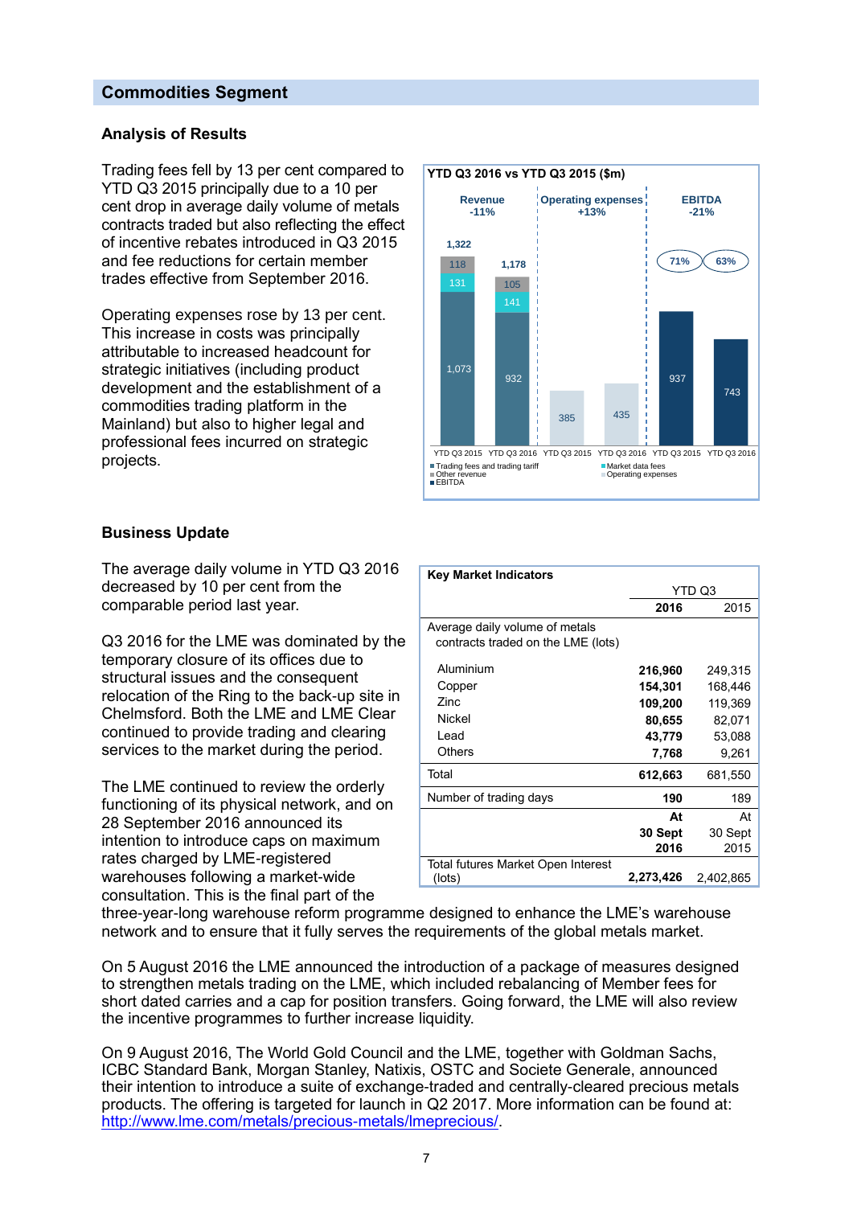## Commodities Segment

### Analysis of Results

Trading fees fell by 13 per cent compared to YTD Q3 2015 principally due to a 10 per cent drop in average daily volume of metals contracts traded but also reflecting the effect of incentive rebates introduced in Q3 2015 and fee reductions for certain member trades effective from September 2016.

Operating expenses rose by 13 per cent. This increase in costs was principally attributable to increased headcount for strategic initiatives (including product development and the establishment of a commodities trading platform in the Mainland) but also to higher legal and professional fees incurred on strategic projects.

**YTD Q3 2016 vs YTD Q3 2015 ($m)**

| | Revenue -11% | | Operating expenses +13% | | EBITDA -21% | |
|---|---|---|---|---|---|---|
| | YTD Q3 2015 | YTD Q3 2016 | YTD Q3 2015 | YTD Q3 2016 | YTD Q3 2015 | YTD Q3 2016 |
| Trading fees and trading tariff | 1,073 | 932 | | | | |
| Market data fees | 131 | 141 | | | | |
| Other revenue | 118 | 105 | | | | |
| Total revenue | 1,322 | 1,178 | | | | |
| Operating expenses | | | 385 | 435 | | |
| EBITDA | | | | | 937 | 743 |
| EBITDA margin | | | | | 71% | 63% |

### Business Update

The average daily volume in YTD Q3 2016 decreased by 10 per cent from the comparable period last year.

Q3 2016 for the LME was dominated by the temporary closure of its offices due to structural issues and the consequent relocation of the Ring to the back-up site in Chelmsford. Both the LME and LME Clear continued to provide trading and clearing services to the market during the period.

**Key Market Indicators**

| | YTD Q3 2016 | YTD Q3 2015 |
|---|---|---|
| Average daily volume of metals contracts traded on the LME (lots) | | |
| Aluminium | **216,960** | 249,315 |
| Copper | **154,301** | 168,446 |
| Zinc | **109,200** | 119,369 |
| Nickel | **80,655** | 82,071 |
| Lead | **43,779** | 53,088 |
| Others | **7,768** | 9,261 |
| Total | **612,663** | 681,550 |
| Number of trading days | **190** | 189 |
| | **At 30 Sept 2016** | At 30 Sept 2015 |
| Total futures Market Open Interest (lots) | **2,273,426** | 2,402,865 |

The LME continued to review the orderly functioning of its physical network, and on 28 September 2016 announced its intention to introduce caps on maximum rates charged by LME-registered warehouses following a market-wide consultation. This is the final part of the three-year-long warehouse reform programme designed to enhance the LME's warehouse network and to ensure that it fully serves the requirements of the global metals market.

On 5 August 2016 the LME announced the introduction of a package of measures designed to strengthen metals trading on the LME, which included rebalancing of Member fees for short dated carries and a cap for position transfers. Going forward, the LME will also review the incentive programmes to further increase liquidity.

On 9 August 2016, The World Gold Council and the LME, together with Goldman Sachs, ICBC Standard Bank, Morgan Stanley, Natixis, OSTC and Societe Generale, announced their intention to introduce a suite of exchange-traded and centrally-cleared precious metals products. The offering is targeted for launch in Q2 2017. More information can be found at: http://www.lme.com/metals/precious-metals/lmeprecious/.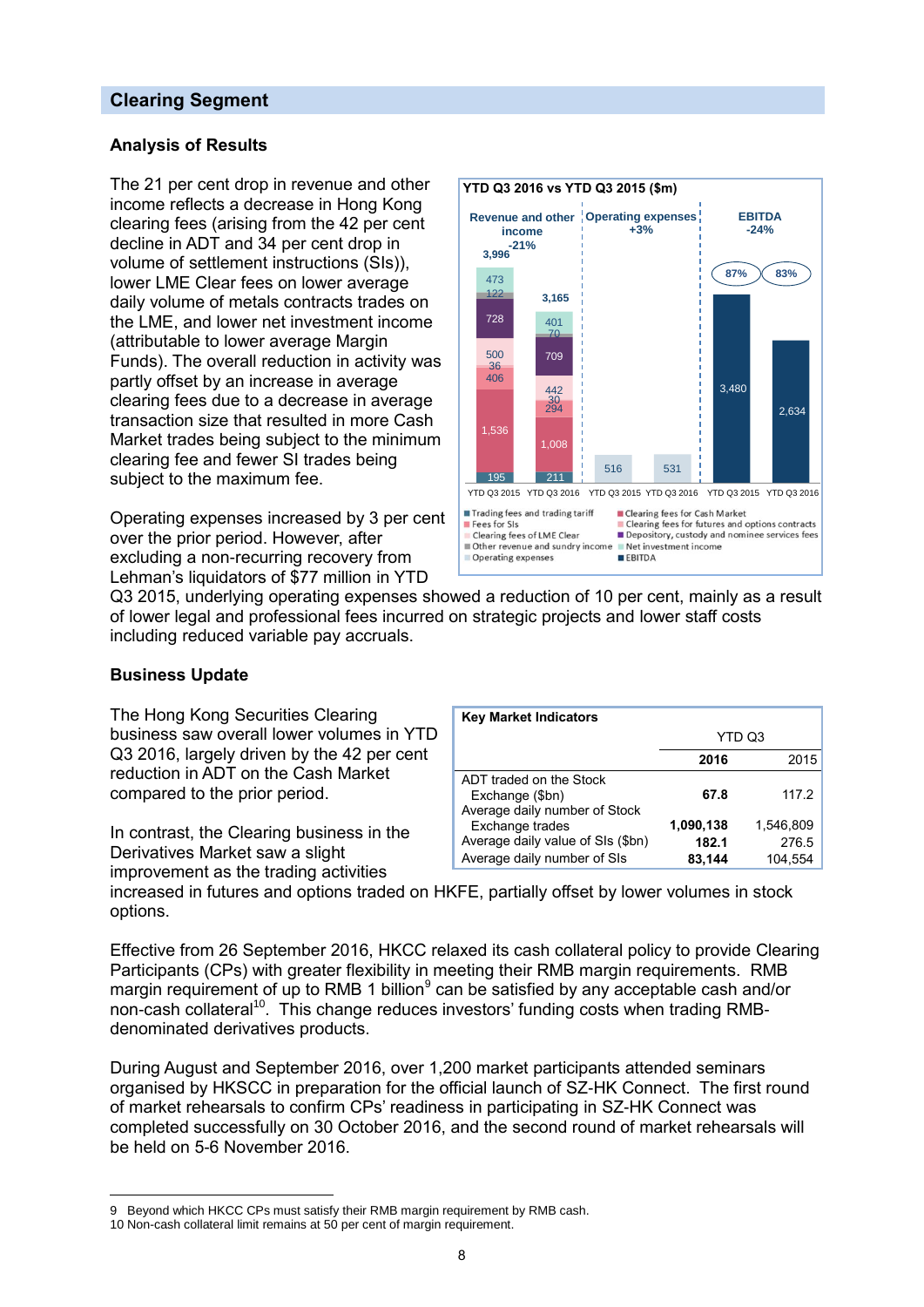## Clearing Segment

### Analysis of Results

The 21 per cent drop in revenue and other income reflects a decrease in Hong Kong clearing fees (arising from the 42 per cent decline in ADT and 34 per cent drop in volume of settlement instructions (SIs)), lower LME Clear fees on lower average daily volume of metals contracts trades on the LME, and lower net investment income (attributable to lower average Margin Funds). The overall reduction in activity was partly offset by an increase in average clearing fees due to a decrease in average transaction size that resulted in more Cash Market trades being subject to the minimum clearing fee and fewer SI trades being subject to the maximum fee.

**YTD Q3 2016 vs YTD Q3 2015 ($m)**

| | Revenue and other income -21% | | Operating expenses +3% | | EBITDA -24% | |
|---|---|---|---|---|---|---|
| | YTD Q3 2015 | YTD Q3 2016 | YTD Q3 2015 | YTD Q3 2016 | YTD Q3 2015 | YTD Q3 2016 |
| Trading fees and trading tariff | 195 | 211 | | | | |
| Clearing fees for Cash Market | 1,536 | 1,008 | | | | |
| Fees for SIs | 406 | 294 | | | | |
| Clearing fees for futures and options contracts | 36 | 30 | | | | |
| Clearing fees of LME Clear | 500 | 442 | | | | |
| Depository, custody and nominee services fees | 728 | 709 | | | | |
| Other revenue and sundry income | 122 | 70 | | | | |
| Net investment income | 473 | 401 | | | | |
| Total | 3,996 | 3,165 | | | | |
| Operating expenses | | | 516 | 531 | | |
| EBITDA | | | | | 3,480 (87%) | 2,634 (83%) |

Operating expenses increased by 3 per cent over the prior period. However, after excluding a non-recurring recovery from Lehman's liquidators of $77 million in YTD Q3 2015, underlying operating expenses showed a reduction of 10 per cent, mainly as a result of lower legal and professional fees incurred on strategic projects and lower staff costs including reduced variable pay accruals.

### Business Update

The Hong Kong Securities Clearing business saw overall lower volumes in YTD Q3 2016, largely driven by the 42 per cent reduction in ADT on the Cash Market compared to the prior period.

In contrast, the Clearing business in the Derivatives Market saw a slight improvement as the trading activities increased in futures and options traded on HKFE, partially offset by lower volumes in stock options.

| Key Market Indicators | YTD Q3 | |
|---|---|---|
| | **2016** | 2015 |
| ADT traded on the Stock Exchange ($bn) | **67.8** | 117.2 |
| Average daily number of Stock Exchange trades | **1,090,138** | 1,546,809 |
| Average daily value of SIs ($bn) | **182.1** | 276.5 |
| Average daily number of SIs | **83,144** | 104,554 |

Effective from 26 September 2016, HKCC relaxed its cash collateral policy to provide Clearing Participants (CPs) with greater flexibility in meeting their RMB margin requirements. RMB margin requirement of up to RMB 1 billion[9] can be satisfied by any acceptable cash and/or non-cash collateral[10]. This change reduces investors' funding costs when trading RMB-denominated derivatives products.

During August and September 2016, over 1,200 market participants attended seminars organised by HKSCC in preparation for the official launch of SZ-HK Connect. The first round of market rehearsals to confirm CPs' readiness in participating in SZ-HK Connect was completed successfully on 30 October 2016, and the second round of market rehearsals will be held on 5-6 November 2016.

---

9 Beyond which HKCC CPs must satisfy their RMB margin requirement by RMB cash.
10 Non-cash collateral limit remains at 50 per cent of margin requirement.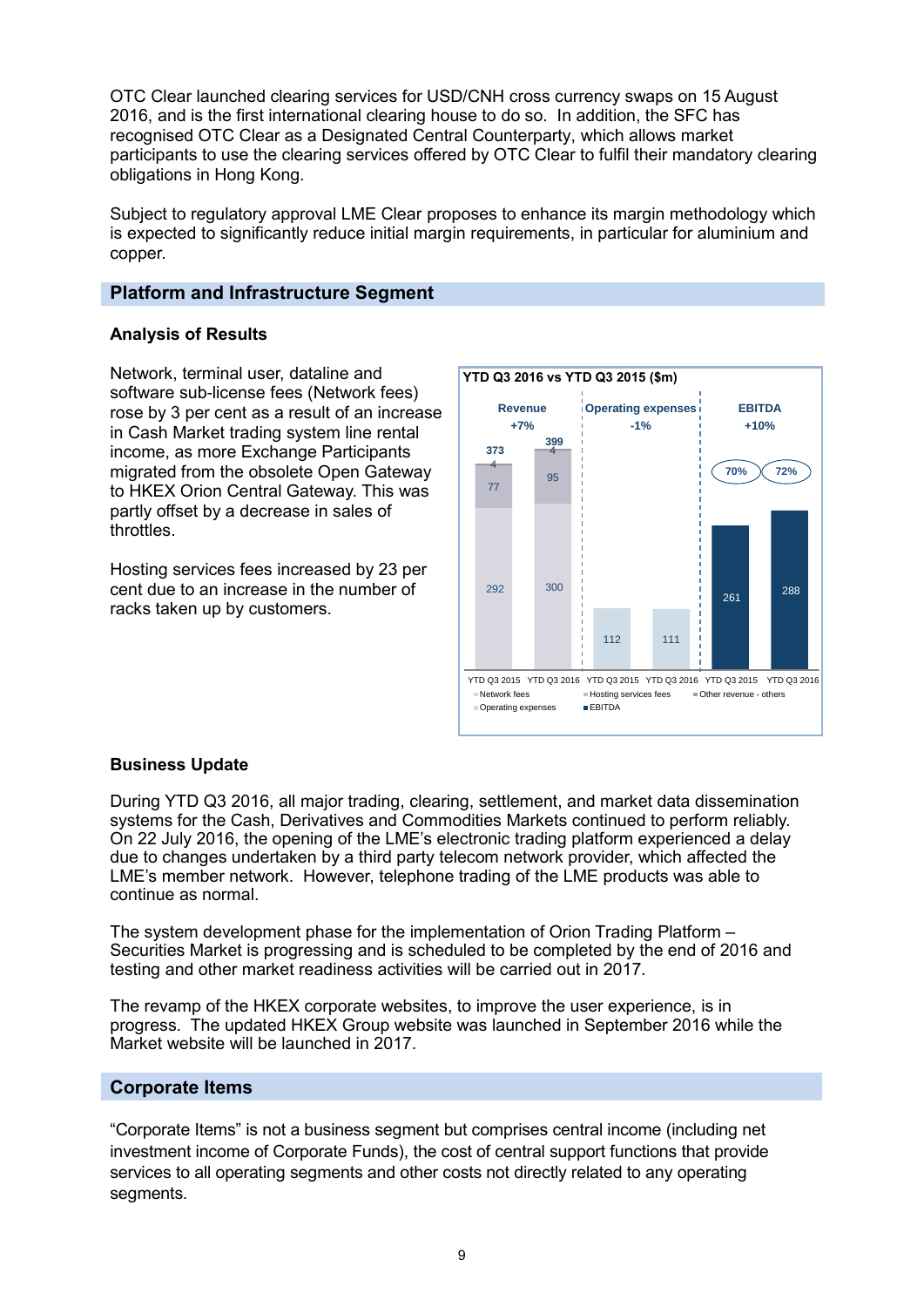OTC Clear launched clearing services for USD/CNH cross currency swaps on 15 August 2016, and is the first international clearing house to do so. In addition, the SFC has recognised OTC Clear as a Designated Central Counterparty, which allows market participants to use the clearing services offered by OTC Clear to fulfil their mandatory clearing obligations in Hong Kong.

Subject to regulatory approval LME Clear proposes to enhance its margin methodology which is expected to significantly reduce initial margin requirements, in particular for aluminium and copper.

## Platform and Infrastructure Segment

### Analysis of Results

Network, terminal user, dataline and software sub-license fees (Network fees) rose by 3 per cent as a result of an increase in Cash Market trading system line rental income, as more Exchange Participants migrated from the obsolete Open Gateway to HKEX Orion Central Gateway. This was partly offset by a decrease in sales of throttles.

Hosting services fees increased by 23 per cent due to an increase in the number of racks taken up by customers.

**YTD Q3 2016 vs YTD Q3 2015 ($m)**

| | Revenue (+7%) | | Operating expenses (-1%) | | EBITDA (+10%) | |
|---|---|---|---|---|---|---|
| | YTD Q3 2015 | YTD Q3 2016 | YTD Q3 2015 | YTD Q3 2016 | YTD Q3 2015 | YTD Q3 2016 |
| Network fees | 292 | 300 | | | | |
| Hosting services fees | 77 | 95 | | | | |
| Other revenue - others | 4 | 4 | | | | |
| Total | 373 | 399 | | | | |
| Operating expenses | | | 112 | 111 | | |
| EBITDA | | | | | 261 | 288 |
| EBITDA margin | | | | | 70% | 72% |

### Business Update

During YTD Q3 2016, all major trading, clearing, settlement, and market data dissemination systems for the Cash, Derivatives and Commodities Markets continued to perform reliably. On 22 July 2016, the opening of the LME's electronic trading platform experienced a delay due to changes undertaken by a third party telecom network provider, which affected the LME's member network. However, telephone trading of the LME products was able to continue as normal.

The system development phase for the implementation of Orion Trading Platform – Securities Market is progressing and is scheduled to be completed by the end of 2016 and testing and other market readiness activities will be carried out in 2017.

The revamp of the HKEX corporate websites, to improve the user experience, is in progress. The updated HKEX Group website was launched in September 2016 while the Market website will be launched in 2017.

## Corporate Items

"Corporate Items" is not a business segment but comprises central income (including net investment income of Corporate Funds), the cost of central support functions that provide services to all operating segments and other costs not directly related to any operating segments.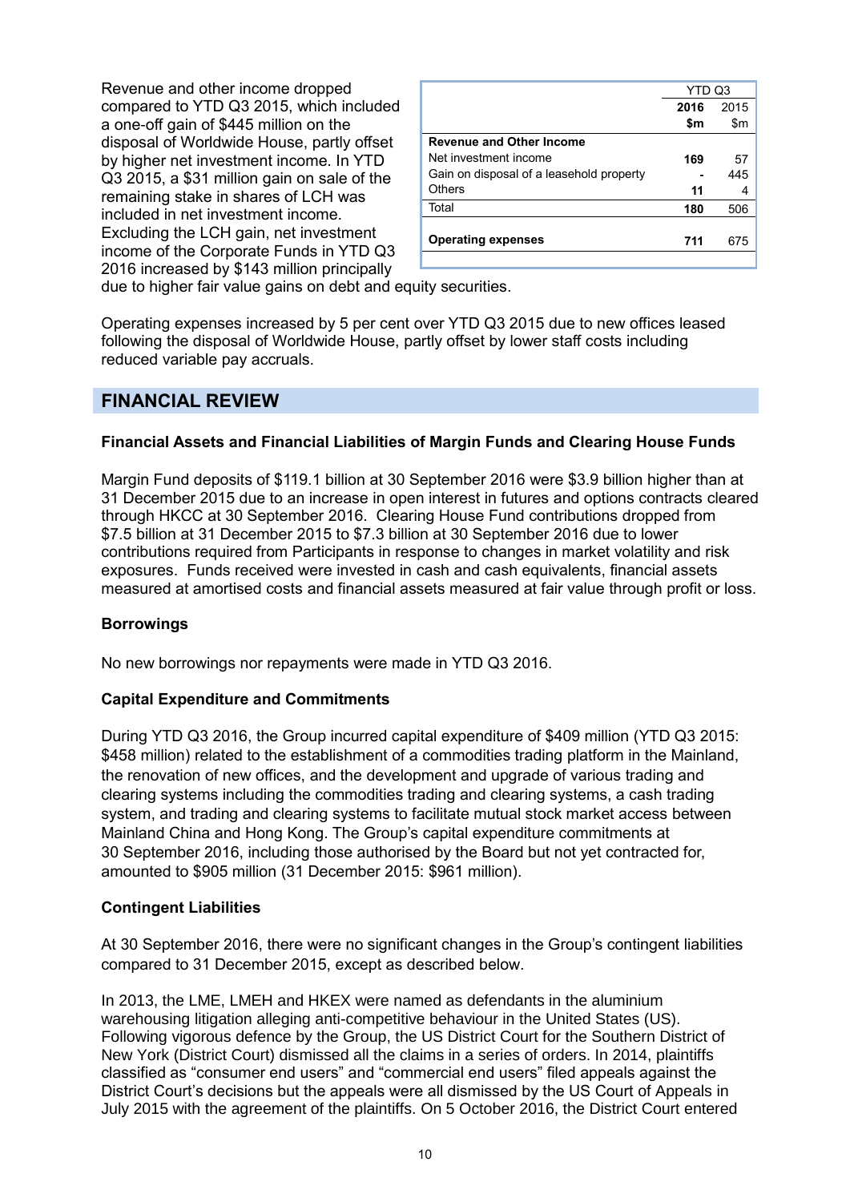Revenue and other income dropped compared to YTD Q3 2015, which included a one-off gain of $445 million on the disposal of Worldwide House, partly offset by higher net investment income. In YTD Q3 2015, a $31 million gain on sale of the remaining stake in shares of LCH was included in net investment income. Excluding the LCH gain, net investment income of the Corporate Funds in YTD Q3 2016 increased by $143 million principally due to higher fair value gains on debt and equity securities.

| | YTD Q3 | |
|---|---|---|
| | **2016** | 2015 |
| | **$m** | $m |
| **Revenue and Other Income** | | |
| Net investment income | **169** | 57 |
| Gain on disposal of a leasehold property | **-** | 445 |
| Others | **11** | 4 |
| Total | **180** | 506 |
| **Operating expenses** | **711** | 675 |

Operating expenses increased by 5 per cent over YTD Q3 2015 due to new offices leased following the disposal of Worldwide House, partly offset by lower staff costs including reduced variable pay accruals.

## FINANCIAL REVIEW

### Financial Assets and Financial Liabilities of Margin Funds and Clearing House Funds

Margin Fund deposits of $119.1 billion at 30 September 2016 were $3.9 billion higher than at 31 December 2015 due to an increase in open interest in futures and options contracts cleared through HKCC at 30 September 2016. Clearing House Fund contributions dropped from $7.5 billion at 31 December 2015 to $7.3 billion at 30 September 2016 due to lower contributions required from Participants in response to changes in market volatility and risk exposures. Funds received were invested in cash and cash equivalents, financial assets measured at amortised costs and financial assets measured at fair value through profit or loss.

### Borrowings

No new borrowings nor repayments were made in YTD Q3 2016.

### Capital Expenditure and Commitments

During YTD Q3 2016, the Group incurred capital expenditure of $409 million (YTD Q3 2015: $458 million) related to the establishment of a commodities trading platform in the Mainland, the renovation of new offices, and the development and upgrade of various trading and clearing systems including the commodities trading and clearing systems, a cash trading system, and trading and clearing systems to facilitate mutual stock market access between Mainland China and Hong Kong. The Group's capital expenditure commitments at 30 September 2016, including those authorised by the Board but not yet contracted for, amounted to $905 million (31 December 2015: $961 million).

### Contingent Liabilities

At 30 September 2016, there were no significant changes in the Group's contingent liabilities compared to 31 December 2015, except as described below.

In 2013, the LME, LMEH and HKEX were named as defendants in the aluminium warehousing litigation alleging anti-competitive behaviour in the United States (US). Following vigorous defence by the Group, the US District Court for the Southern District of New York (District Court) dismissed all the claims in a series of orders. In 2014, plaintiffs classified as "consumer end users" and "commercial end users" filed appeals against the District Court's decisions but the appeals were all dismissed by the US Court of Appeals in July 2015 with the agreement of the plaintiffs. On 5 October 2016, the District Court entered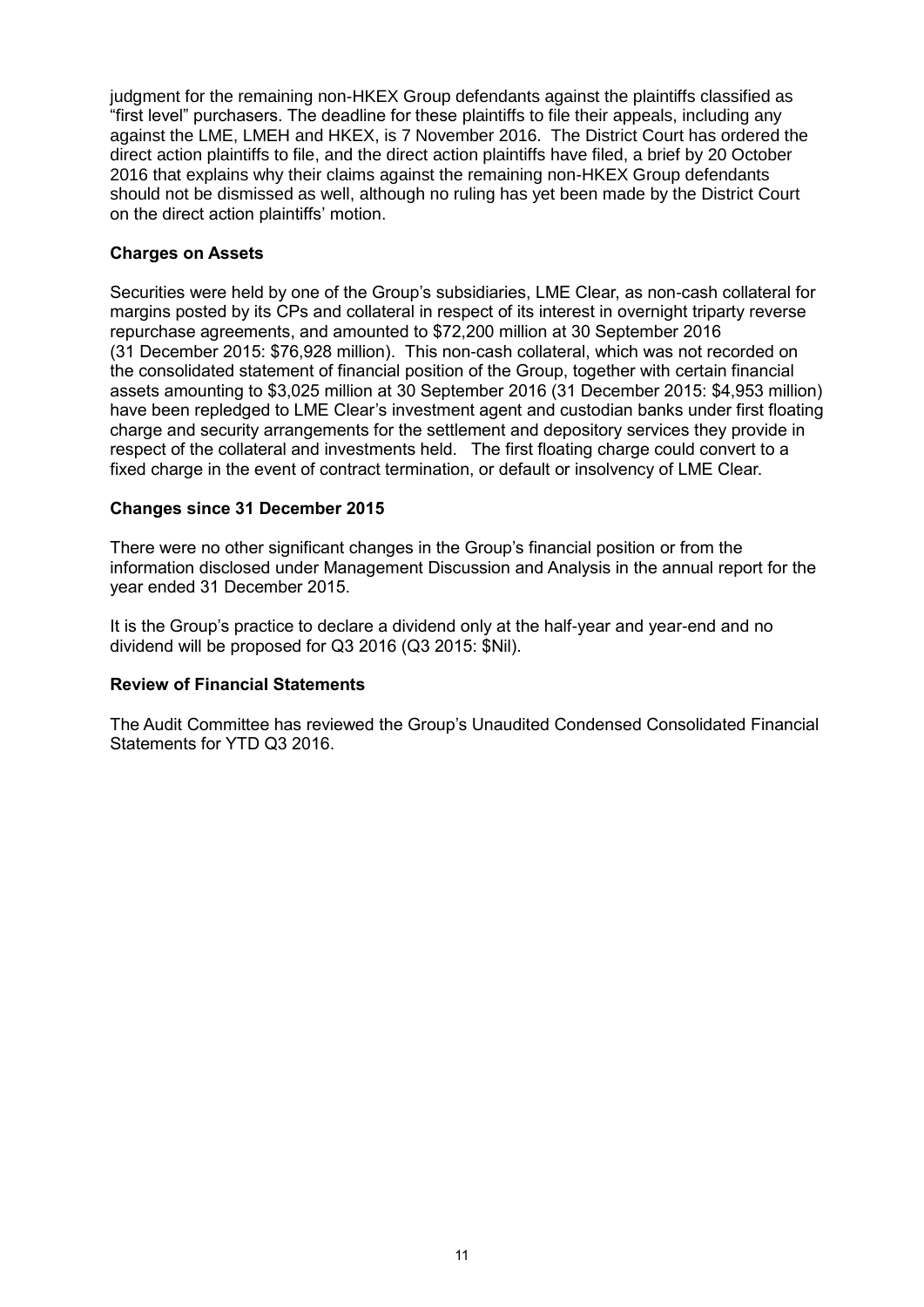judgment for the remaining non-HKEX Group defendants against the plaintiffs classified as "first level" purchasers. The deadline for these plaintiffs to file their appeals, including any against the LME, LMEH and HKEX, is 7 November 2016. The District Court has ordered the direct action plaintiffs to file, and the direct action plaintiffs have filed, a brief by 20 October 2016 that explains why their claims against the remaining non-HKEX Group defendants should not be dismissed as well, although no ruling has yet been made by the District Court on the direct action plaintiffs' motion.

**Charges on Assets**

Securities were held by one of the Group's subsidiaries, LME Clear, as non-cash collateral for margins posted by its CPs and collateral in respect of its interest in overnight triparty reverse repurchase agreements, and amounted to $72,200 million at 30 September 2016 (31 December 2015: $76,928 million). This non-cash collateral, which was not recorded on the consolidated statement of financial position of the Group, together with certain financial assets amounting to $3,025 million at 30 September 2016 (31 December 2015: $4,953 million) have been repledged to LME Clear's investment agent and custodian banks under first floating charge and security arrangements for the settlement and depository services they provide in respect of the collateral and investments held. The first floating charge could convert to a fixed charge in the event of contract termination, or default or insolvency of LME Clear.

**Changes since 31 December 2015**

There were no other significant changes in the Group's financial position or from the information disclosed under Management Discussion and Analysis in the annual report for the year ended 31 December 2015.

It is the Group's practice to declare a dividend only at the half-year and year-end and no dividend will be proposed for Q3 2016 (Q3 2015: $Nil).

**Review of Financial Statements**

The Audit Committee has reviewed the Group's Unaudited Condensed Consolidated Financial Statements for YTD Q3 2016.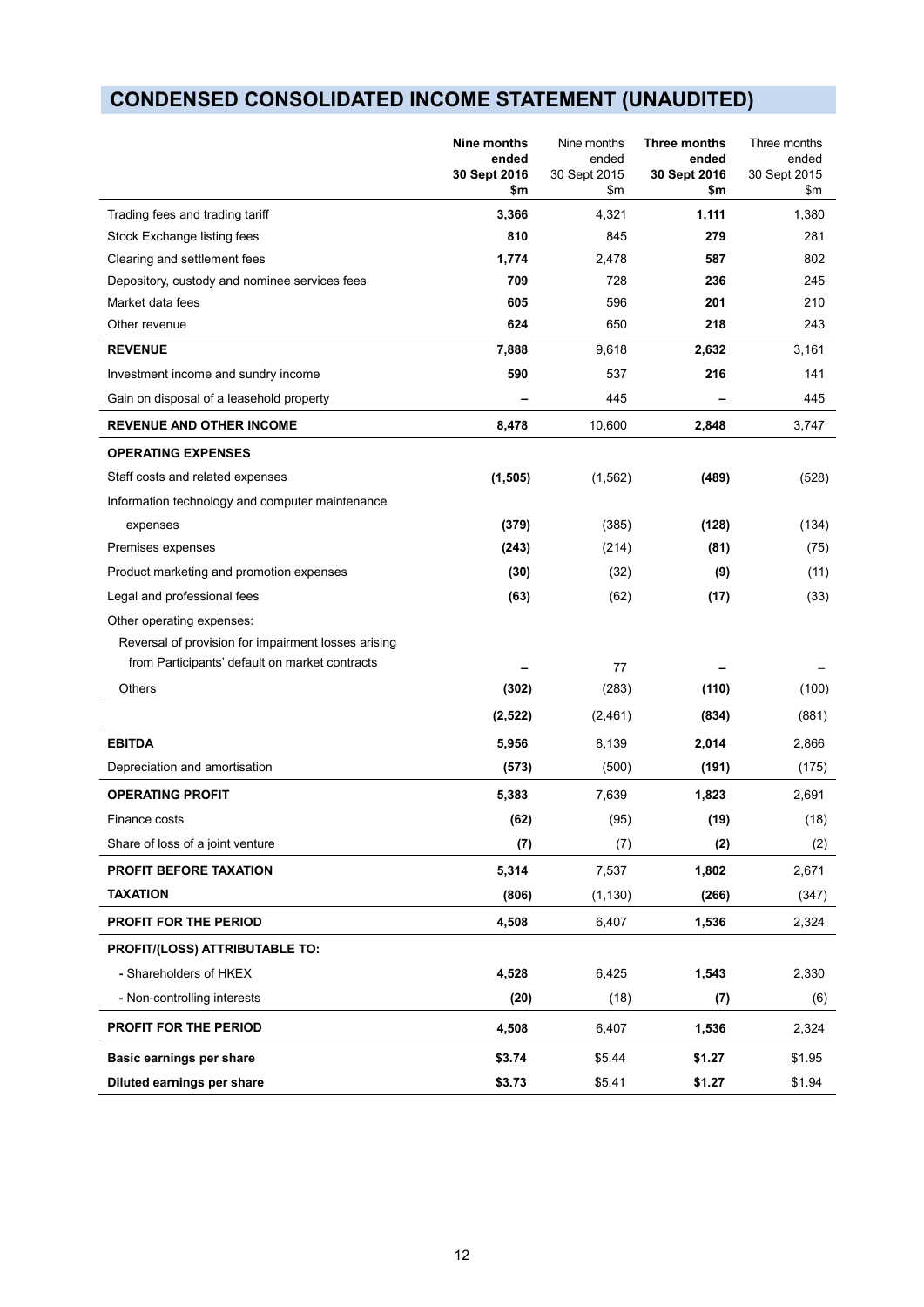# CONDENSED CONSOLIDATED INCOME STATEMENT (UNAUDITED)

| | **Nine months ended 30 Sept 2016 $m** | Nine months ended 30 Sept 2015 $m | **Three months ended 30 Sept 2016 $m** | Three months ended 30 Sept 2015 $m |
|---|---|---|---|---|
| Trading fees and trading tariff | **3,366** | 4,321 | **1,111** | 1,380 |
| Stock Exchange listing fees | **810** | 845 | **279** | 281 |
| Clearing and settlement fees | **1,774** | 2,478 | **587** | 802 |
| Depository, custody and nominee services fees | **709** | 728 | **236** | 245 |
| Market data fees | **605** | 596 | **201** | 210 |
| Other revenue | **624** | 650 | **218** | 243 |
| **REVENUE** | **7,888** | 9,618 | **2,632** | 3,161 |
| Investment income and sundry income | **590** | 537 | **216** | 141 |
| Gain on disposal of a leasehold property | **–** | 445 | **–** | 445 |
| **REVENUE AND OTHER INCOME** | **8,478** | 10,600 | **2,848** | 3,747 |
| **OPERATING EXPENSES** | | | | |
| Staff costs and related expenses | **(1,505)** | (1,562) | **(489)** | (528) |
| Information technology and computer maintenance expenses | **(379)** | (385) | **(128)** | (134) |
| Premises expenses | **(243)** | (214) | **(81)** | (75) |
| Product marketing and promotion expenses | **(30)** | (32) | **(9)** | (11) |
| Legal and professional fees | **(63)** | (62) | **(17)** | (33) |
| Other operating expenses: | | | | |
| Reversal of provision for impairment losses arising from Participants' default on market contracts | **–** | 77 | **–** | – |
| Others | **(302)** | (283) | **(110)** | (100) |
| | **(2,522)** | (2,461) | **(834)** | (881) |
| **EBITDA** | **5,956** | 8,139 | **2,014** | 2,866 |
| Depreciation and amortisation | **(573)** | (500) | **(191)** | (175) |
| **OPERATING PROFIT** | **5,383** | 7,639 | **1,823** | 2,691 |
| Finance costs | **(62)** | (95) | **(19)** | (18) |
| Share of loss of a joint venture | **(7)** | (7) | **(2)** | (2) |
| **PROFIT BEFORE TAXATION** | **5,314** | 7,537 | **1,802** | 2,671 |
| **TAXATION** | **(806)** | (1,130) | **(266)** | (347) |
| **PROFIT FOR THE PERIOD** | **4,508** | 6,407 | **1,536** | 2,324 |
| **PROFIT/(LOSS) ATTRIBUTABLE TO:** | | | | |
| - Shareholders of HKEX | **4,528** | 6,425 | **1,543** | 2,330 |
| - Non-controlling interests | **(20)** | (18) | **(7)** | (6) |
| **PROFIT FOR THE PERIOD** | **4,508** | 6,407 | **1,536** | 2,324 |
| **Basic earnings per share** | **$3.74** | $5.44 | **$1.27** | $1.95 |
| **Diluted earnings per share** | **$3.73** | $5.41 | **$1.27** | $1.94 |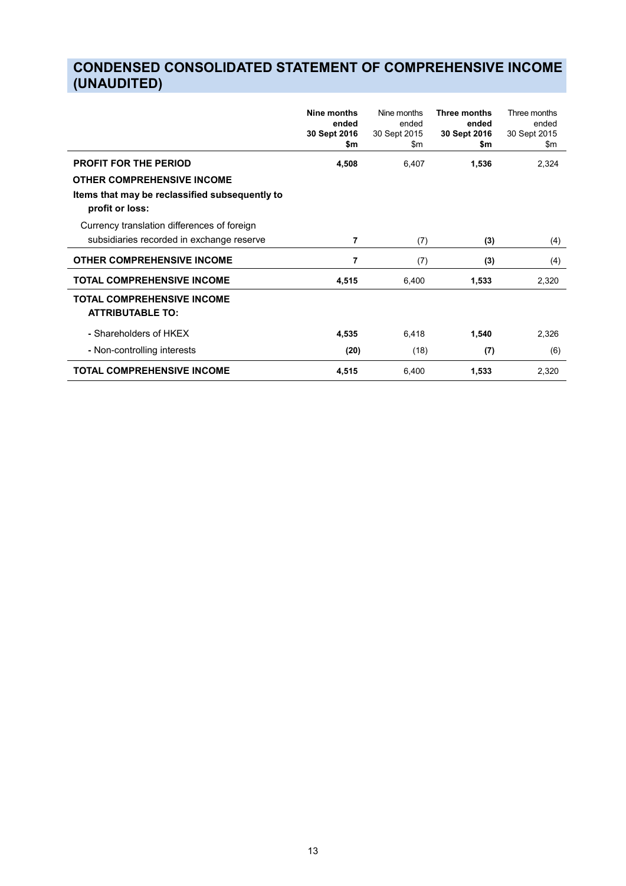# CONDENSED CONSOLIDATED STATEMENT OF COMPREHENSIVE INCOME (UNAUDITED)

| | **Nine months ended 30 Sept 2016 $m** | Nine months ended 30 Sept 2015 $m | **Three months ended 30 Sept 2016 $m** | Three months ended 30 Sept 2015 $m |
|---|---|---|---|---|
| **PROFIT FOR THE PERIOD** | **4,508** | 6,407 | **1,536** | 2,324 |
| **OTHER COMPREHENSIVE INCOME** | | | | |
| **Items that may be reclassified subsequently to profit or loss:** | | | | |
| Currency translation differences of foreign subsidiaries recorded in exchange reserve | **7** | (7) | **(3)** | (4) |
| **OTHER COMPREHENSIVE INCOME** | **7** | (7) | **(3)** | (4) |
| **TOTAL COMPREHENSIVE INCOME** | **4,515** | 6,400 | **1,533** | 2,320 |
| **TOTAL COMPREHENSIVE INCOME ATTRIBUTABLE TO:** | | | | |
| - Shareholders of HKEX | **4,535** | 6,418 | **1,540** | 2,326 |
| - Non-controlling interests | **(20)** | (18) | **(7)** | (6) |
| **TOTAL COMPREHENSIVE INCOME** | **4,515** | 6,400 | **1,533** | 2,320 |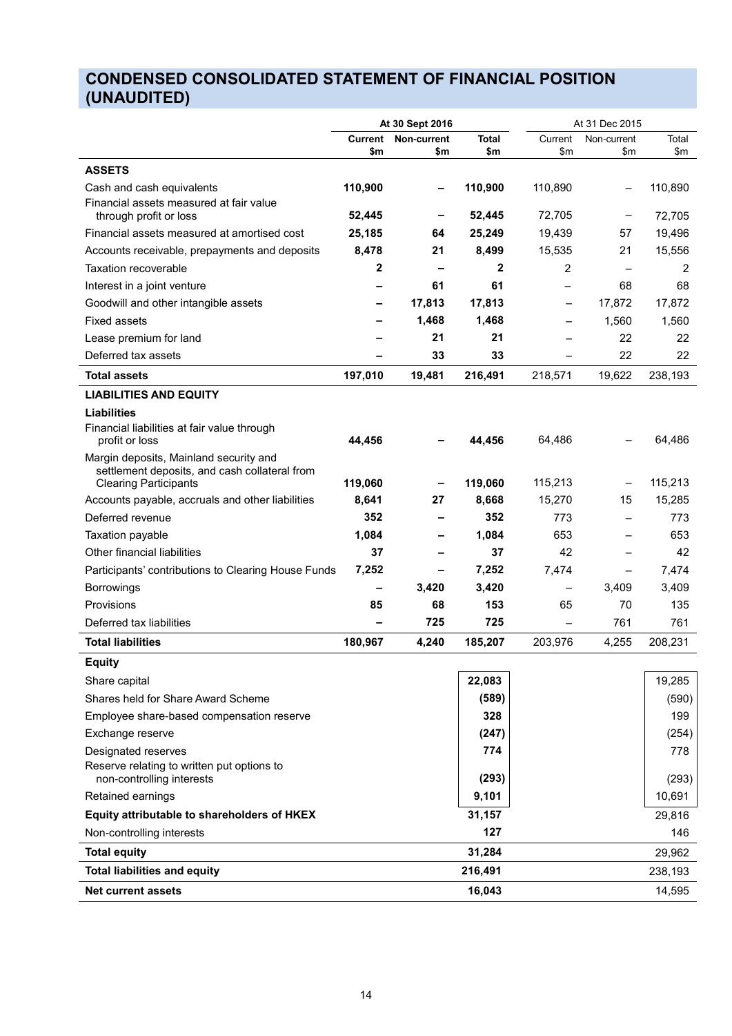# CONDENSED CONSOLIDATED STATEMENT OF FINANCIAL POSITION (UNAUDITED)

| | At 30 Sept 2016 | | | At 31 Dec 2015 | | |
|---|---|---|---|---|---|---|
| | **Current $m** | **Non-current $m** | **Total $m** | Current $m | Non-current $m | Total $m |
| **ASSETS** | | | | | | |
| Cash and cash equivalents | **110,900** | **–** | **110,900** | 110,890 | – | 110,890 |
| Financial assets measured at fair value through profit or loss | **52,445** | **–** | **52,445** | 72,705 | – | 72,705 |
| Financial assets measured at amortised cost | **25,185** | **64** | **25,249** | 19,439 | 57 | 19,496 |
| Accounts receivable, prepayments and deposits | **8,478** | **21** | **8,499** | 15,535 | 21 | 15,556 |
| Taxation recoverable | **2** | **–** | **2** | 2 | – | 2 |
| Interest in a joint venture | **–** | **61** | **61** | – | 68 | 68 |
| Goodwill and other intangible assets | **–** | **17,813** | **17,813** | – | 17,872 | 17,872 |
| Fixed assets | **–** | **1,468** | **1,468** | – | 1,560 | 1,560 |
| Lease premium for land | **–** | **21** | **21** | – | 22 | 22 |
| Deferred tax assets | **–** | **33** | **33** | – | 22 | 22 |
| **Total assets** | **197,010** | **19,481** | **216,491** | 218,571 | 19,622 | 238,193 |
| **LIABILITIES AND EQUITY** | | | | | | |
| **Liabilities** | | | | | | |
| Financial liabilities at fair value through profit or loss | **44,456** | **–** | **44,456** | 64,486 | – | 64,486 |
| Margin deposits, Mainland security and settlement deposits, and cash collateral from Clearing Participants | **119,060** | **–** | **119,060** | 115,213 | – | 115,213 |
| Accounts payable, accruals and other liabilities | **8,641** | **27** | **8,668** | 15,270 | 15 | 15,285 |
| Deferred revenue | **352** | **–** | **352** | 773 | – | 773 |
| Taxation payable | **1,084** | **–** | **1,084** | 653 | – | 653 |
| Other financial liabilities | **37** | **–** | **37** | 42 | – | 42 |
| Participants' contributions to Clearing House Funds | **7,252** | **–** | **7,252** | 7,474 | – | 7,474 |
| Borrowings | **–** | **3,420** | **3,420** | – | 3,409 | 3,409 |
| Provisions | **85** | **68** | **153** | 65 | 70 | 135 |
| Deferred tax liabilities | **–** | **725** | **725** | – | 761 | 761 |
| **Total liabilities** | **180,967** | **4,240** | **185,207** | 203,976 | 4,255 | 208,231 |
| **Equity** | | | | | | |
| Share capital | | | **22,083** | | | 19,285 |
| Shares held for Share Award Scheme | | | **(589)** | | | (590) |
| Employee share-based compensation reserve | | | **328** | | | 199 |
| Exchange reserve | | | **(247)** | | | (254) |
| Designated reserves | | | **774** | | | 778 |
| Reserve relating to written put options to non-controlling interests | | | **(293)** | | | (293) |
| Retained earnings | | | **9,101** | | | 10,691 |
| **Equity attributable to shareholders of HKEX** | | | **31,157** | | | 29,816 |
| Non-controlling interests | | | **127** | | | 146 |
| **Total equity** | | | **31,284** | | | 29,962 |
| **Total liabilities and equity** | | | **216,491** | | | 238,193 |
| **Net current assets** | | | **16,043** | | | 14,595 |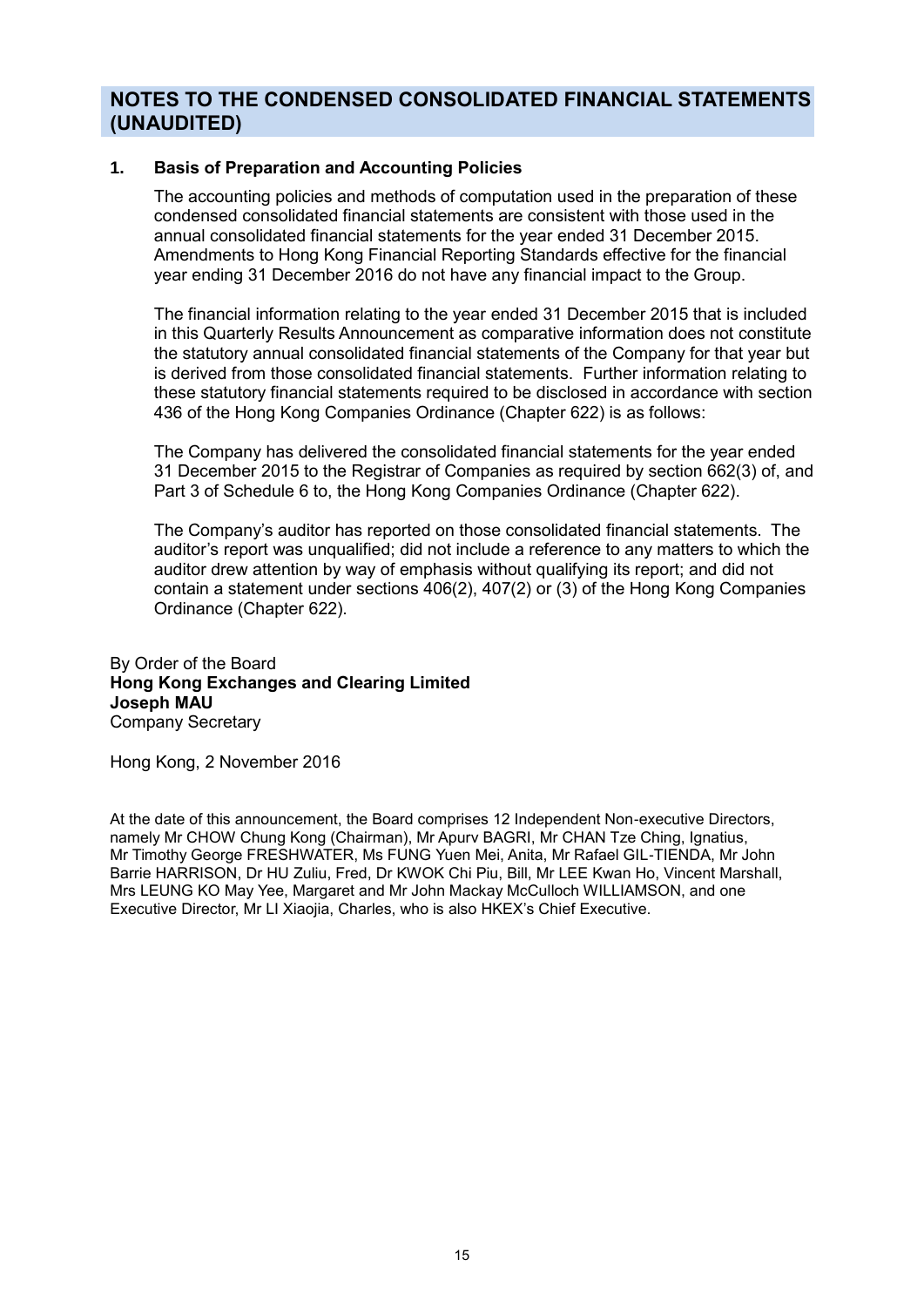## NOTES TO THE CONDENSED CONSOLIDATED FINANCIAL STATEMENTS (UNAUDITED)

### 1. Basis of Preparation and Accounting Policies

The accounting policies and methods of computation used in the preparation of these condensed consolidated financial statements are consistent with those used in the annual consolidated financial statements for the year ended 31 December 2015. Amendments to Hong Kong Financial Reporting Standards effective for the financial year ending 31 December 2016 do not have any financial impact to the Group.

The financial information relating to the year ended 31 December 2015 that is included in this Quarterly Results Announcement as comparative information does not constitute the statutory annual consolidated financial statements of the Company for that year but is derived from those consolidated financial statements. Further information relating to these statutory financial statements required to be disclosed in accordance with section 436 of the Hong Kong Companies Ordinance (Chapter 622) is as follows:

The Company has delivered the consolidated financial statements for the year ended 31 December 2015 to the Registrar of Companies as required by section 662(3) of, and Part 3 of Schedule 6 to, the Hong Kong Companies Ordinance (Chapter 622).

The Company's auditor has reported on those consolidated financial statements. The auditor's report was unqualified; did not include a reference to any matters to which the auditor drew attention by way of emphasis without qualifying its report; and did not contain a statement under sections 406(2), 407(2) or (3) of the Hong Kong Companies Ordinance (Chapter 622).

By Order of the Board
**Hong Kong Exchanges and Clearing Limited**
**Joseph MAU**
Company Secretary

Hong Kong, 2 November 2016

At the date of this announcement, the Board comprises 12 Independent Non-executive Directors, namely Mr CHOW Chung Kong (Chairman), Mr Apurv BAGRI, Mr CHAN Tze Ching, Ignatius, Mr Timothy George FRESHWATER, Ms FUNG Yuen Mei, Anita, Mr Rafael GIL-TIENDA, Mr John Barrie HARRISON, Dr HU Zuliu, Fred, Dr KWOK Chi Piu, Bill, Mr LEE Kwan Ho, Vincent Marshall, Mrs LEUNG KO May Yee, Margaret and Mr John Mackay McCulloch WILLIAMSON, and one Executive Director, Mr LI Xiaojia, Charles, who is also HKEX's Chief Executive.